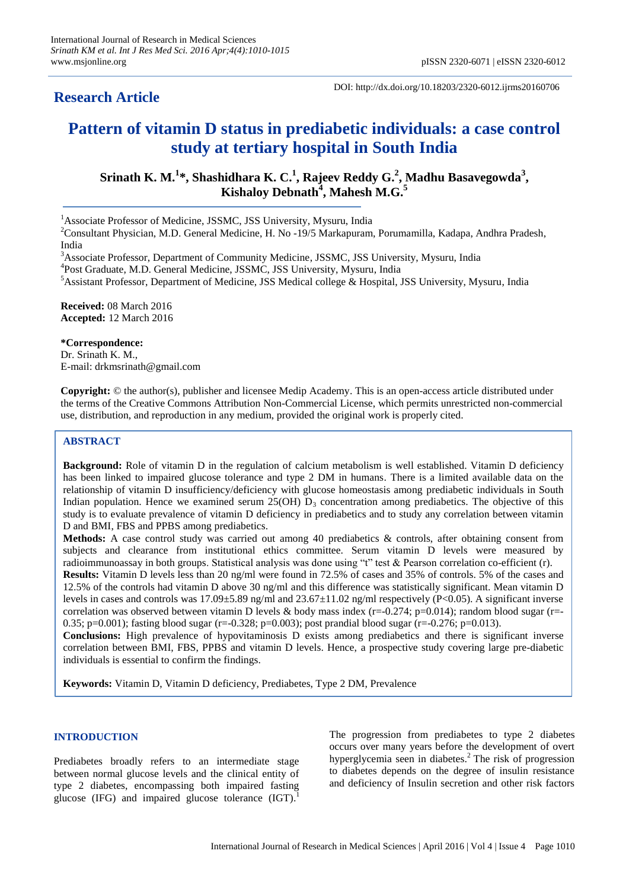**Research Article**

DOI: http://dx.doi.org/10.18203/2320-6012.ijrms20160706

# Pattern of vitamin D status in prediabetic individuals: a case control study at tertiary hospital in South India

**Srinath K. M.[1]\*, Shashidhara K. C.[1], Rajeev Reddy G.[2], Madhu Basavegowda[3], Kishaloy Debnath[4], Mahesh M.G.[5]**

[1]Associate Professor of Medicine, JSSMC, JSS University, Mysuru, India

[2]Consultant Physician, M.D. General Medicine, H. No -19/5 Markapuram, Porumamilla, Kadapa, Andhra Pradesh, India

[3]Associate Professor, Department of Community Medicine, JSSMC, JSS University, Mysuru, India

[4]Post Graduate, M.D. General Medicine, JSSMC, JSS University, Mysuru, India

[5]Assistant Professor, Department of Medicine, JSS Medical college & Hospital, JSS University, Mysuru, India

**Received:** 08 March 2016
**Accepted:** 12 March 2016

**\*Correspondence:**
Dr. Srinath K. M.,
E-mail: drkmsrinath@gmail.com

**Copyright:** © the author(s), publisher and licensee Medip Academy. This is an open-access article distributed under the terms of the Creative Commons Attribution Non-Commercial License, which permits unrestricted non-commercial use, distribution, and reproduction in any medium, provided the original work is properly cited.

## ABSTRACT

**Background:** Role of vitamin D in the regulation of calcium metabolism is well established. Vitamin D deficiency has been linked to impaired glucose tolerance and type 2 DM in humans. There is a limited available data on the relationship of vitamin D insufficiency/deficiency with glucose homeostasis among prediabetic individuals in South Indian population. Hence we examined serum 25(OH) $D_3$ concentration among prediabetics. The objective of this study is to evaluate prevalence of vitamin D deficiency in prediabetics and to study any correlation between vitamin D and BMI, FBS and PPBS among prediabetics.

**Methods:** A case control study was carried out among 40 prediabetics & controls, after obtaining consent from subjects and clearance from institutional ethics committee. Serum vitamin D levels were measured by radioimmunoassay in both groups. Statistical analysis was done using "t" test & Pearson correlation co-efficient (r).

**Results:** Vitamin D levels less than 20 ng/ml were found in 72.5% of cases and 35% of controls. 5% of the cases and 12.5% of the controls had vitamin D above 30 ng/ml and this difference was statistically significant. Mean vitamin D levels in cases and controls was 17.09±5.89 ng/ml and 23.67±11.02 ng/ml respectively ($P<0.05$). A significant inverse correlation was observed between vitamin D levels & body mass index ($r=-0.274$; $p=0.014$); random blood sugar ($r=-0.35$; $p=0.001$); fasting blood sugar ($r=-0.328$; $p=0.003$); post prandial blood sugar ($r=-0.276$; $p=0.013$).

**Conclusions:** High prevalence of hypovitaminosis D exists among prediabetics and there is significant inverse correlation between BMI, FBS, PPBS and vitamin D levels. Hence, a prospective study covering large pre-diabetic individuals is essential to confirm the findings.

**Keywords:** Vitamin D, Vitamin D deficiency, Prediabetes, Type 2 DM, Prevalence

## INTRODUCTION

Prediabetes broadly refers to an intermediate stage between normal glucose levels and the clinical entity of type 2 diabetes, encompassing both impaired fasting glucose (IFG) and impaired glucose tolerance (IGT).[1] The progression from prediabetes to type 2 diabetes occurs over many years before the development of overt hyperglycemia seen in diabetes.[2] The risk of progression to diabetes depends on the degree of insulin resistance and deficiency of Insulin secretion and other risk factors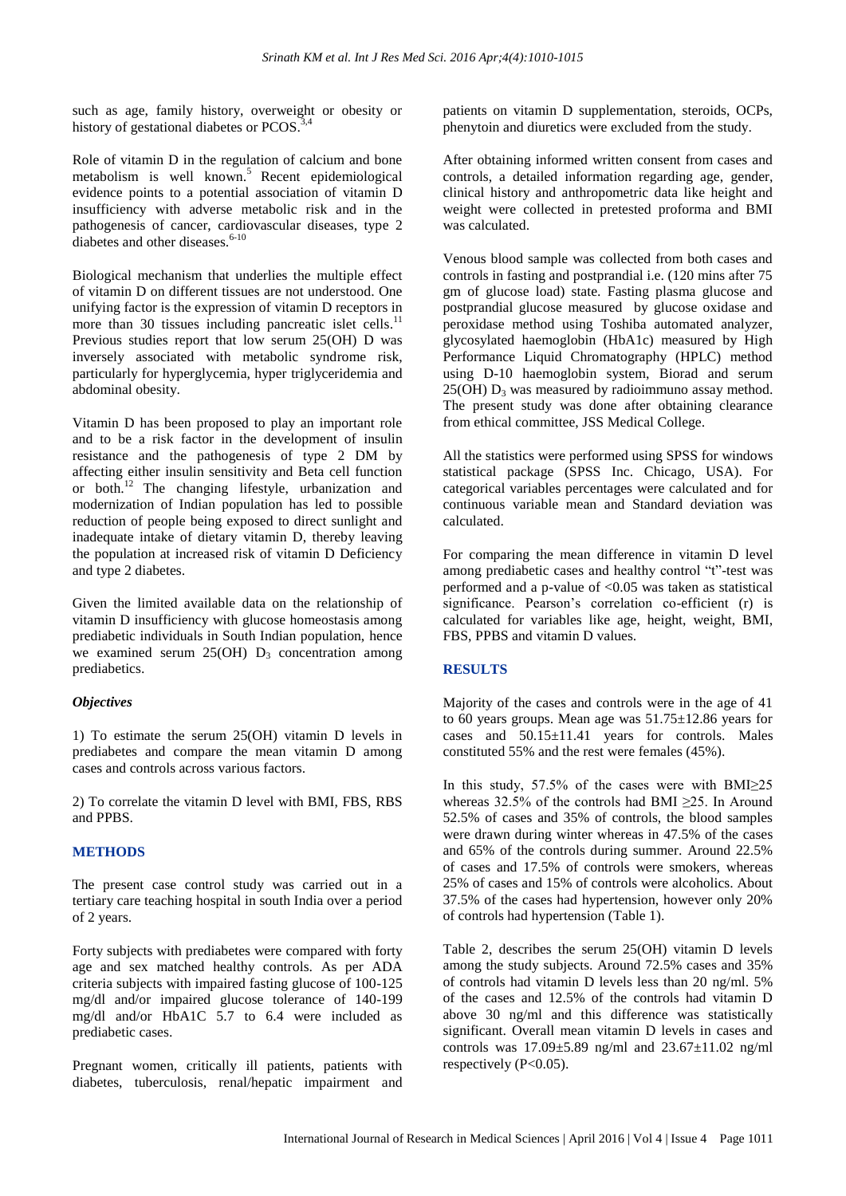such as age, family history, overweight or obesity or history of gestational diabetes or PCOS.[3,4]

Role of vitamin D in the regulation of calcium and bone metabolism is well known.[5] Recent epidemiological evidence points to a potential association of vitamin D insufficiency with adverse metabolic risk and in the pathogenesis of cancer, cardiovascular diseases, type 2 diabetes and other diseases.[6-10]

Biological mechanism that underlies the multiple effect of vitamin D on different tissues are not understood. One unifying factor is the expression of vitamin D receptors in more than 30 tissues including pancreatic islet cells.[11] Previous studies report that low serum 25(OH) D was inversely associated with metabolic syndrome risk, particularly for hyperglycemia, hyper triglyceridemia and abdominal obesity.

Vitamin D has been proposed to play an important role and to be a risk factor in the development of insulin resistance and the pathogenesis of type 2 DM by affecting either insulin sensitivity and Beta cell function or both.[12] The changing lifestyle, urbanization and modernization of Indian population has led to possible reduction of people being exposed to direct sunlight and inadequate intake of dietary vitamin D, thereby leaving the population at increased risk of vitamin D Deficiency and type 2 diabetes.

Given the limited available data on the relationship of vitamin D insufficiency with glucose homeostasis among prediabetic individuals in South Indian population, hence we examined serum 25(OH) $D_3$ concentration among prediabetics.

### *Objectives*

1) To estimate the serum 25(OH) vitamin D levels in prediabetes and compare the mean vitamin D among cases and controls across various factors.

2) To correlate the vitamin D level with BMI, FBS, RBS and PPBS.

## METHODS

The present case control study was carried out in a tertiary care teaching hospital in south India over a period of 2 years.

Forty subjects with prediabetes were compared with forty age and sex matched healthy controls. As per ADA criteria subjects with impaired fasting glucose of 100-125 mg/dl and/or impaired glucose tolerance of 140-199 mg/dl and/or HbA1C 5.7 to 6.4 were included as prediabetic cases.

Pregnant women, critically ill patients, patients with diabetes, tuberculosis, renal/hepatic impairment and patients on vitamin D supplementation, steroids, OCPs, phenytoin and diuretics were excluded from the study.

After obtaining informed written consent from cases and controls, a detailed information regarding age, gender, clinical history and anthropometric data like height and weight were collected in pretested proforma and BMI was calculated.

Venous blood sample was collected from both cases and controls in fasting and postprandial i.e. (120 mins after 75 gm of glucose load) state. Fasting plasma glucose and postprandial glucose measured by glucose oxidase and peroxidase method using Toshiba automated analyzer, glycosylated haemoglobin (HbA1c) measured by High Performance Liquid Chromatography (HPLC) method using D-10 haemoglobin system, Biorad and serum 25(OH) $D_3$ was measured by radioimmuno assay method. The present study was done after obtaining clearance from ethical committee, JSS Medical College.

All the statistics were performed using SPSS for windows statistical package (SPSS Inc. Chicago, USA). For categorical variables percentages were calculated and for continuous variable mean and Standard deviation was calculated.

For comparing the mean difference in vitamin D level among prediabetic cases and healthy control "t"-test was performed and a p-value of <0.05 was taken as statistical significance. Pearson's correlation co-efficient (r) is calculated for variables like age, height, weight, BMI, FBS, PPBS and vitamin D values.

## RESULTS

Majority of the cases and controls were in the age of 41 to 60 years groups. Mean age was 51.75±12.86 years for cases and 50.15±11.41 years for controls. Males constituted 55% and the rest were females (45%).

In this study, 57.5% of the cases were with BMI≥25 whereas 32.5% of the controls had BMI ≥25. In Around 52.5% of cases and 35% of controls, the blood samples were drawn during winter whereas in 47.5% of the cases and 65% of the controls during summer. Around 22.5% of cases and 17.5% of controls were smokers, whereas 25% of cases and 15% of controls were alcoholics. About 37.5% of the cases had hypertension, however only 20% of controls had hypertension (Table 1).

Table 2, describes the serum 25(OH) vitamin D levels among the study subjects. Around 72.5% cases and 35% of controls had vitamin D levels less than 20 ng/ml. 5% of the cases and 12.5% of the controls had vitamin D above 30 ng/ml and this difference was statistically significant. Overall mean vitamin D levels in cases and controls was 17.09±5.89 ng/ml and 23.67±11.02 ng/ml respectively (P<0.05).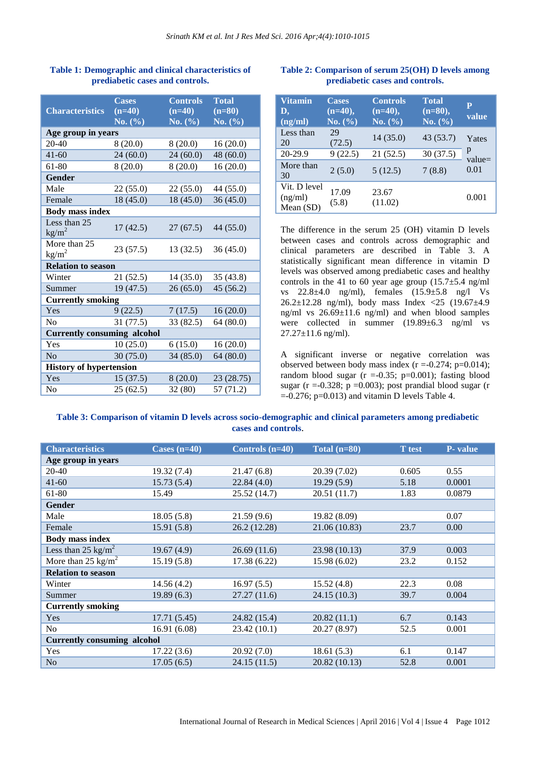**Table 1: Demographic and clinical characteristics of prediabetic cases and controls.**

| Characteristics | Cases (n=40) No. (%) | Controls (n=40) No. (%) | Total (n=80) No. (%) |
|---|---|---|---|
| **Age group in years** | | | |
| 20-40 | 8 (20.0) | 8 (20.0) | 16 (20.0) |
| 41-60 | 24 (60.0) | 24 (60.0) | 48 (60.0) |
| 61-80 | 8 (20.0) | 8 (20.0) | 16 (20.0) |
| **Gender** | | | |
| Male | 22 (55.0) | 22 (55.0) | 44 (55.0) |
| Female | 18 (45.0) | 18 (45.0) | 36 (45.0) |
| **Body mass index** | | | |
| Less than 25 $kg/m^2$ | 17 (42.5) | 27 (67.5) | 44 (55.0) |
| More than 25 $kg/m^2$ | 23 (57.5) | 13 (32.5) | 36 (45.0) |
| **Relation to season** | | | |
| Winter | 21 (52.5) | 14 (35.0) | 35 (43.8) |
| Summer | 19 (47.5) | 26 (65.0) | 45 (56.2) |
| **Currently smoking** | | | |
| Yes | 9 (22.5) | 7 (17.5) | 16 (20.0) |
| No | 31 (77.5) | 33 (82.5) | 64 (80.0) |
| **Currently consuming alcohol** | | | |
| Yes | 10 (25.0) | 6 (15.0) | 16 (20.0) |
| No | 30 (75.0) | 34 (85.0) | 64 (80.0) |
| **History of hypertension** | | | |
| Yes | 15 (37.5) | 8 (20.0) | 23 (28.75) |
| No | 25 (62.5) | 32 (80) | 57 (71.2) |

**Table 2: Comparison of serum 25(OH) D levels among prediabetic cases and controls.**

| Vitamin D, (ng/ml) | Cases (n=40), No. (%) | Controls (n=40), No. (%) | Total (n=80), No. (%) | P value |
|---|---|---|---|---|
| Less than 20 | 29 (72.5) | 14 (35.0) | 43 (53.7) | Yates p value= 0.01 |
| 20-29.9 | 9 (22.5) | 21 (52.5) | 30 (37.5) | |
| More than 30 | 2 (5.0) | 5 (12.5) | 7 (8.8) | |
| Vit. D level (ng/ml) Mean (SD) | 17.09 (5.8) | 23.67 (11.02) | | 0.001 |

The difference in the serum 25 (OH) vitamin D levels between cases and controls across demographic and clinical parameters are described in Table 3. A statistically significant mean difference in vitamin D levels was observed among prediabetic cases and healthy controls in the 41 to 60 year age group (15.7±5.4 ng/ml vs 22.8±4.0 ng/ml), females (15.9±5.8 ng/l Vs 26.2±12.28 ng/ml), body mass Index <25 (19.67±4.9 ng/ml vs 26.69±11.6 ng/ml) and when blood samples were collected in summer (19.89±6.3 ng/ml vs 27.27±11.6 ng/ml).

A significant inverse or negative correlation was observed between body mass index (r =-0.274; p=0.014); random blood sugar (r =-0.35; p=0.001); fasting blood sugar (r =-0.328; p =0.003); post prandial blood sugar (r =-0.276; p=0.013) and vitamin D levels Table 4.

**Table 3: Comparison of vitamin D levels across socio-demographic and clinical parameters among prediabetic cases and controls.**

| Characteristics | Cases (n=40) | Controls (n=40) | Total (n=80) | T test | P- value |
|---|---|---|---|---|---|
| **Age group in years** | | | | | |
| 20-40 | 19.32 (7.4) | 21.47 (6.8) | 20.39 (7.02) | 0.605 | 0.55 |
| 41-60 | 15.73 (5.4) | 22.84 (4.0) | 19.29 (5.9) | 5.18 | 0.0001 |
| 61-80 | 15.49 | 25.52 (14.7) | 20.51 (11.7) | 1.83 | 0.0879 |
| **Gender** | | | | | |
| Male | 18.05 (5.8) | 21.59 (9.6) | 19.82 (8.09) | | 0.07 |
| Female | 15.91 (5.8) | 26.2 (12.28) | 21.06 (10.83) | 23.7 | 0.00 |
| **Body mass index** | | | | | |
| Less than 25 $kg/m^2$ | 19.67 (4.9) | 26.69 (11.6) | 23.98 (10.13) | 37.9 | 0.003 |
| More than 25 $kg/m^2$ | 15.19 (5.8) | 17.38 (6.22) | 15.98 (6.02) | 23.2 | 0.152 |
| **Relation to season** | | | | | |
| Winter | 14.56 (4.2) | 16.97 (5.5) | 15.52 (4.8) | 22.3 | 0.08 |
| Summer | 19.89 (6.3) | 27.27 (11.6) | 24.15 (10.3) | 39.7 | 0.004 |
| **Currently smoking** | | | | | |
| Yes | 17.71 (5.45) | 24.82 (15.4) | 20.82 (11.1) | 6.7 | 0.143 |
| No | 16.91 (6.08) | 23.42 (10.1) | 20.27 (8.97) | 52.5 | 0.001 |
| **Currently consuming alcohol** | | | | | |
| Yes | 17.22 (3.6) | 20.92 (7.0) | 18.61 (5.3) | 6.1 | 0.147 |
| No | 17.05 (6.5) | 24.15 (11.5) | 20.82 (10.13) | 52.8 | 0.001 |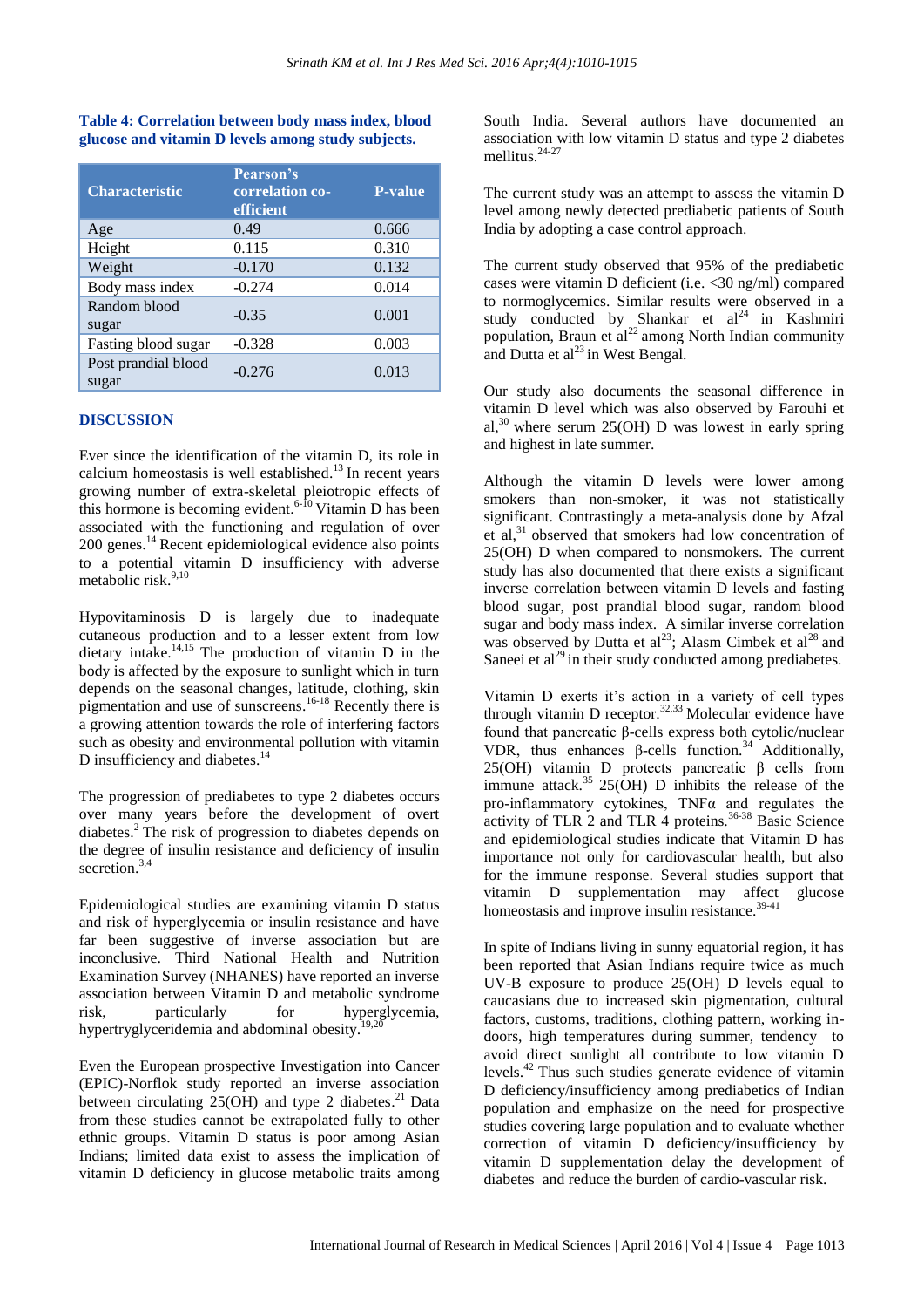**Table 4: Correlation between body mass index, blood glucose and vitamin D levels among study subjects.**

| Characteristic | Pearson's correlation co-efficient | P-value |
|---|---|---|
| Age | 0.49 | 0.666 |
| Height | 0.115 | 0.310 |
| Weight | -0.170 | 0.132 |
| Body mass index | -0.274 | 0.014 |
| Random blood sugar | -0.35 | 0.001 |
| Fasting blood sugar | -0.328 | 0.003 |
| Post prandial blood sugar | -0.276 | 0.013 |

## DISCUSSION

Ever since the identification of the vitamin D, its role in calcium homeostasis is well established.[13] In recent years growing number of extra-skeletal pleiotropic effects of this hormone is becoming evident.[6-10] Vitamin D has been associated with the functioning and regulation of over 200 genes.[14] Recent epidemiological evidence also points to a potential vitamin D insufficiency with adverse metabolic risk.[9,10]

Hypovitaminosis D is largely due to inadequate cutaneous production and to a lesser extent from low dietary intake.[14,15] The production of vitamin D in the body is affected by the exposure to sunlight which in turn depends on the seasonal changes, latitude, clothing, skin pigmentation and use of sunscreens.[16-18] Recently there is a growing attention towards the role of interfering factors such as obesity and environmental pollution with vitamin D insufficiency and diabetes.[14]

The progression of prediabetes to type 2 diabetes occurs over many years before the development of overt diabetes.[2] The risk of progression to diabetes depends on the degree of insulin resistance and deficiency of insulin secretion.[3,4]

Epidemiological studies are examining vitamin D status and risk of hyperglycemia or insulin resistance and have far been suggestive of inverse association but are inconclusive. Third National Health and Nutrition Examination Survey (NHANES) have reported an inverse association between Vitamin D and metabolic syndrome risk, particularly for hyperglycemia, hypertryglyceridemia and abdominal obesity.[19,20]

Even the European prospective Investigation into Cancer (EPIC)-Norflok study reported an inverse association between circulating 25(OH) and type 2 diabetes.[21] Data from these studies cannot be extrapolated fully to other ethnic groups. Vitamin D status is poor among Asian Indians; limited data exist to assess the implication of vitamin D deficiency in glucose metabolic traits among South India. Several authors have documented an association with low vitamin D status and type 2 diabetes mellitus.[24-27]

The current study was an attempt to assess the vitamin D level among newly detected prediabetic patients of South India by adopting a case control approach.

The current study observed that 95% of the prediabetic cases were vitamin D deficient (i.e. <30 ng/ml) compared to normoglycemics. Similar results were observed in a study conducted by Shankar et al[24] in Kashmiri population, Braun et al[22] among North Indian community and Dutta et al[23] in West Bengal.

Our study also documents the seasonal difference in vitamin D level which was also observed by Farouhi et al,[30] where serum 25(OH) D was lowest in early spring and highest in late summer.

Although the vitamin D levels were lower among smokers than non-smoker, it was not statistically significant. Contrastingly a meta-analysis done by Afzal et al,[31] observed that smokers had low concentration of 25(OH) D when compared to nonsmokers. The current study has also documented that there exists a significant inverse correlation between vitamin D levels and fasting blood sugar, post prandial blood sugar, random blood sugar and body mass index. A similar inverse correlation was observed by Dutta et al[23]; Alasm Cimbek et al[28] and Saneei et al[29] in their study conducted among prediabetes.

Vitamin D exerts it's action in a variety of cell types through vitamin D receptor.[32,33] Molecular evidence have found that pancreatic β-cells express both cytolic/nuclear VDR, thus enhances β-cells function.[34] Additionally, 25(OH) vitamin D protects pancreatic β cells from immune attack.[35] 25(OH) D inhibits the release of the pro-inflammatory cytokines, TNFα and regulates the activity of TLR 2 and TLR 4 proteins.[36-38] Basic Science and epidemiological studies indicate that Vitamin D has importance not only for cardiovascular health, but also for the immune response. Several studies support that vitamin D supplementation may affect glucose homeostasis and improve insulin resistance.[39-41]

In spite of Indians living in sunny equatorial region, it has been reported that Asian Indians require twice as much UV-B exposure to produce 25(OH) D levels equal to caucasians due to increased skin pigmentation, cultural factors, customs, traditions, clothing pattern, working in-doors, high temperatures during summer, tendency to avoid direct sunlight all contribute to low vitamin D levels.[42] Thus such studies generate evidence of vitamin D deficiency/insufficiency among prediabetics of Indian population and emphasize on the need for prospective studies covering large population and to evaluate whether correction of vitamin D deficiency/insufficiency by vitamin D supplementation delay the development of diabetes and reduce the burden of cardio-vascular risk.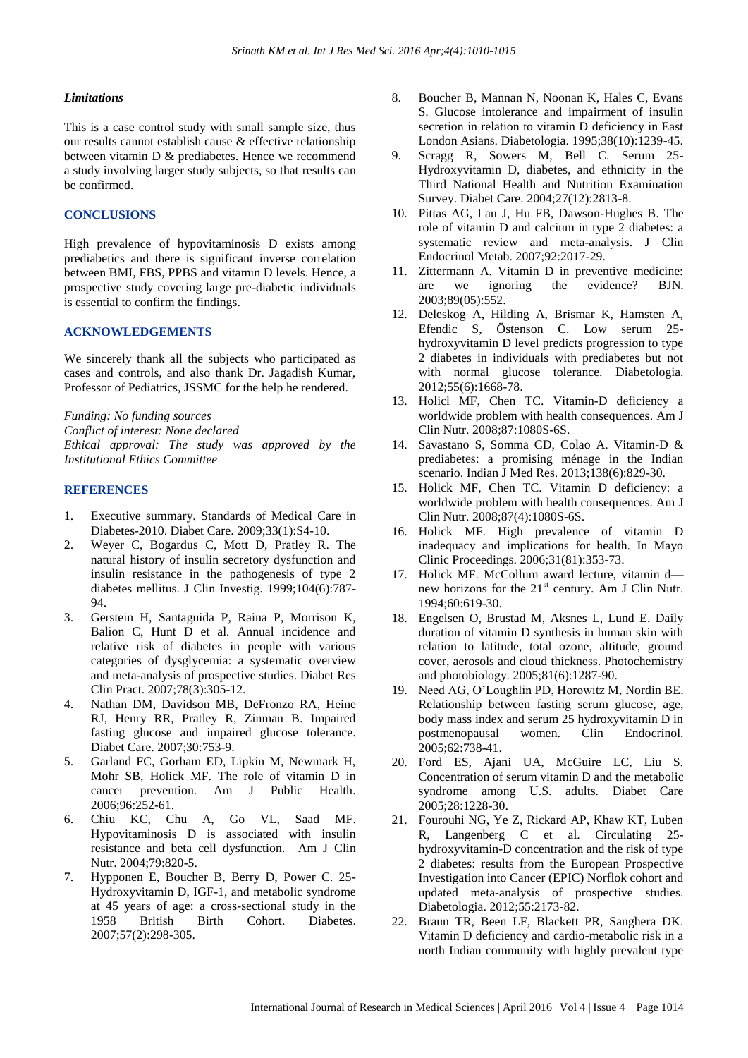### *Limitations*

This is a case control study with small sample size, thus our results cannot establish cause & effective relationship between vitamin D & prediabetes. Hence we recommend a study involving larger study subjects, so that results can be confirmed.

## CONCLUSIONS

High prevalence of hypovitaminosis D exists among prediabetics and there is significant inverse correlation between BMI, FBS, PPBS and vitamin D levels. Hence, a prospective study covering large pre-diabetic individuals is essential to confirm the findings.

## ACKNOWLEDGEMENTS

We sincerely thank all the subjects who participated as cases and controls, and also thank Dr. Jagadish Kumar, Professor of Pediatrics, JSSMC for the help he rendered.

*Funding: No funding sources*
*Conflict of interest: None declared*
*Ethical approval: The study was approved by the Institutional Ethics Committee*

## REFERENCES

1. Executive summary. Standards of Medical Care in Diabetes-2010. Diabet Care. 2009;33(1):S4-10.
2. Weyer C, Bogardus C, Mott D, Pratley R. The natural history of insulin secretory dysfunction and insulin resistance in the pathogenesis of type 2 diabetes mellitus. J Clin Investig. 1999;104(6):787-94.
3. Gerstein H, Santaguida P, Raina P, Morrison K, Balion C, Hunt D et al. Annual incidence and relative risk of diabetes in people with various categories of dysglycemia: a systematic overview and meta-analysis of prospective studies. Diabet Res Clin Pract. 2007;78(3):305-12.
4. Nathan DM, Davidson MB, DeFronzo RA, Heine RJ, Henry RR, Pratley R, Zinman B. Impaired fasting glucose and impaired glucose tolerance. Diabet Care. 2007;30:753-9.
5. Garland FC, Gorham ED, Lipkin M, Newmark H, Mohr SB, Holick MF. The role of vitamin D in cancer prevention. Am J Public Health. 2006;96:252-61.
6. Chiu KC, Chu A, Go VL, Saad MF. Hypovitaminosis D is associated with insulin resistance and beta cell dysfunction. Am J Clin Nutr. 2004;79:820-5.
7. Hypponen E, Boucher B, Berry D, Power C. 25-Hydroxyvitamin D, IGF-1, and metabolic syndrome at 45 years of age: a cross-sectional study in the 1958 British Birth Cohort. Diabetes. 2007;57(2):298-305.
8. Boucher B, Mannan N, Noonan K, Hales C, Evans S. Glucose intolerance and impairment of insulin secretion in relation to vitamin D deficiency in East London Asians. Diabetologia. 1995;38(10):1239-45.
9. Scragg R, Sowers M, Bell C. Serum 25-Hydroxyvitamin D, diabetes, and ethnicity in the Third National Health and Nutrition Examination Survey. Diabet Care. 2004;27(12):2813-8.
10. Pittas AG, Lau J, Hu FB, Dawson-Hughes B. The role of vitamin D and calcium in type 2 diabetes: a systematic review and meta-analysis. J Clin Endocrinol Metab. 2007;92:2017-29.
11. Zittermann A. Vitamin D in preventive medicine: are we ignoring the evidence? BJN. 2003;89(05):552.
12. Deleskog A, Hilding A, Brismar K, Hamsten A, Efendic S, Östenson C. Low serum 25-hydroxyvitamin D level predicts progression to type 2 diabetes in individuals with prediabetes but not with normal glucose tolerance. Diabetologia. 2012;55(6):1668-78.
13. Holicl MF, Chen TC. Vitamin-D deficiency a worldwide problem with health consequences. Am J Clin Nutr. 2008;87:1080S-6S.
14. Savastano S, Somma CD, Colao A. Vitamin-D & prediabetes: a promising ménage in the Indian scenario. Indian J Med Res. 2013;138(6):829-30.
15. Holick MF, Chen TC. Vitamin D deficiency: a worldwide problem with health consequences. Am J Clin Nutr. 2008;87(4):1080S-6S.
16. Holick MF. High prevalence of vitamin D inadequacy and implications for health. In Mayo Clinic Proceedings. 2006;31(81):353-73.
17. Holick MF. McCollum award lecture, vitamin d—new horizons for the 21st century. Am J Clin Nutr. 1994;60:619-30.
18. Engelsen O, Brustad M, Aksnes L, Lund E. Daily duration of vitamin D synthesis in human skin with relation to latitude, total ozone, altitude, ground cover, aerosols and cloud thickness. Photochemistry and photobiology. 2005;81(6):1287-90.
19. Need AG, O'Loughlin PD, Horowitz M, Nordin BE. Relationship between fasting serum glucose, age, body mass index and serum 25 hydroxyvitamin D in postmenopausal women. Clin Endocrinol. 2005;62:738-41.
20. Ford ES, Ajani UA, McGuire LC, Liu S. Concentration of serum vitamin D and the metabolic syndrome among U.S. adults. Diabet Care 2005;28:1228-30.
21. Fourouhi NG, Ye Z, Rickard AP, Khaw KT, Luben R, Langenberg C et al. Circulating 25-hydroxyvitamin-D concentration and the risk of type 2 diabetes: results from the European Prospective Investigation into Cancer (EPIC) Norflok cohort and updated meta-analysis of prospective studies. Diabetologia. 2012;55:2173-82.
22. Braun TR, Been LF, Blackett PR, Sanghera DK. Vitamin D deficiency and cardio-metabolic risk in a north Indian community with highly prevalent type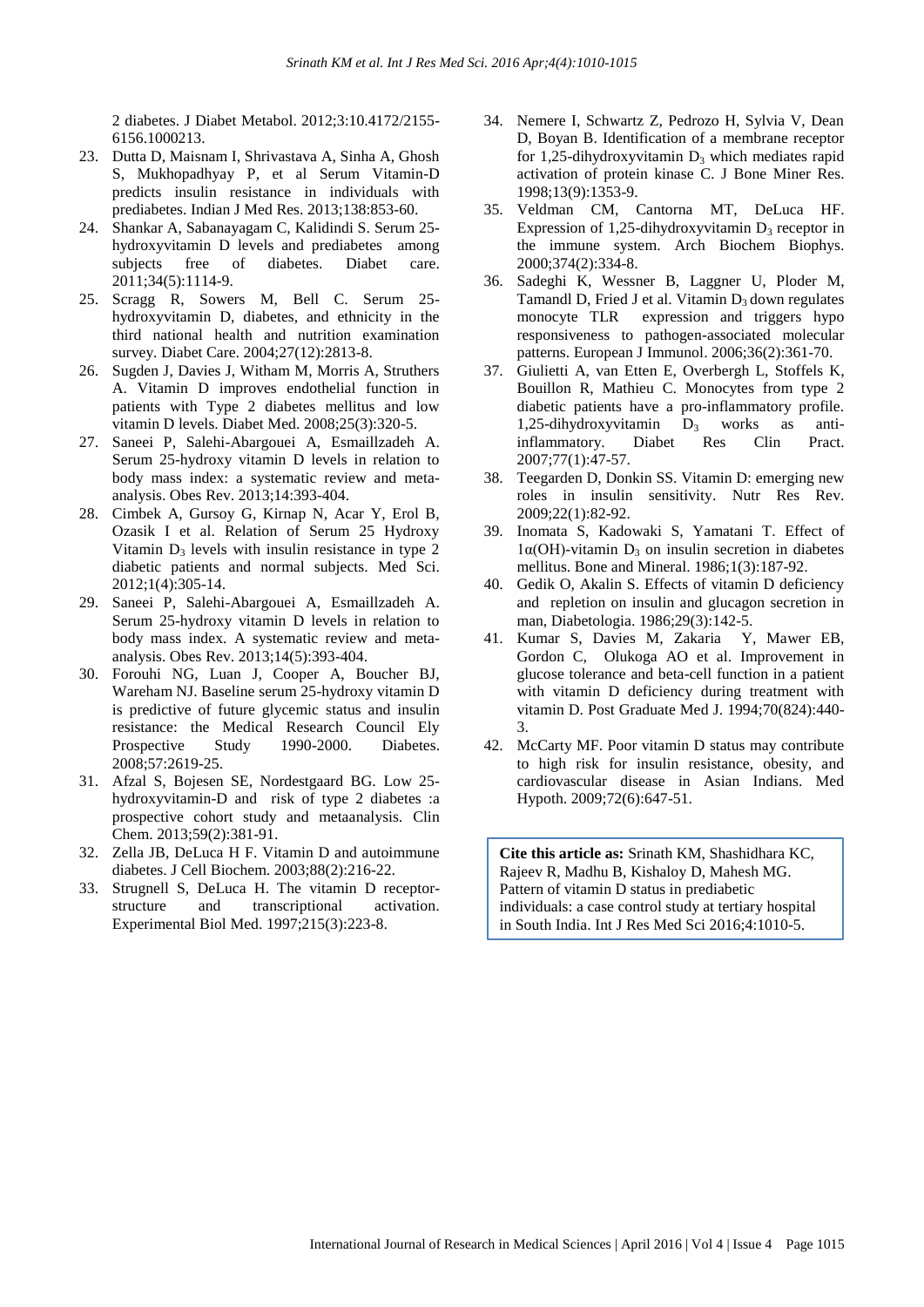2 diabetes. J Diabet Metabol. 2012;3:10.4172/2155-6156.1000213.

23. Dutta D, Maisnam I, Shrivastava A, Sinha A, Ghosh S, Mukhopadhyay P, et al Serum Vitamin-D predicts insulin resistance in individuals with prediabetes. Indian J Med Res. 2013;138:853-60.
24. Shankar A, Sabanayagam C, Kalidindi S. Serum 25-hydroxyvitamin D levels and prediabetes among subjects free of diabetes. Diabet care. 2011;34(5):1114-9.
25. Scragg R, Sowers M, Bell C. Serum 25-hydroxyvitamin D, diabetes, and ethnicity in the third national health and nutrition examination survey. Diabet Care. 2004;27(12):2813-8.
26. Sugden J, Davies J, Witham M, Morris A, Struthers A. Vitamin D improves endothelial function in patients with Type 2 diabetes mellitus and low vitamin D levels. Diabet Med. 2008;25(3):320-5.
27. Saneei P, Salehi-Abargouei A, Esmaillzadeh A. Serum 25-hydroxy vitamin D levels in relation to body mass index: a systematic review and meta-analysis. Obes Rev. 2013;14:393-404.
28. Cimbek A, Gursoy G, Kirnap N, Acar Y, Erol B, Ozasik I et al. Relation of Serum 25 Hydroxy Vitamin $D_3$ levels with insulin resistance in type 2 diabetic patients and normal subjects. Med Sci. 2012;1(4):305-14.
29. Saneei P, Salehi-Abargouei A, Esmaillzadeh A. Serum 25-hydroxy vitamin D levels in relation to body mass index. A systematic review and meta-analysis. Obes Rev. 2013;14(5):393-404.
30. Forouhi NG, Luan J, Cooper A, Boucher BJ, Wareham NJ. Baseline serum 25-hydroxy vitamin D is predictive of future glycemic status and insulin resistance: the Medical Research Council Ely Prospective Study 1990-2000. Diabetes. 2008;57:2619-25.
31. Afzal S, Bojesen SE, Nordestgaard BG. Low 25-hydroxyvitamin-D and risk of type 2 diabetes :a prospective cohort study and metaanalysis. Clin Chem. 2013;59(2):381-91.
32. Zella JB, DeLuca H F. Vitamin D and autoimmune diabetes. J Cell Biochem. 2003;88(2):216-22.
33. Strugnell S, DeLuca H. The vitamin D receptor-structure and transcriptional activation. Experimental Biol Med. 1997;215(3):223-8.
34. Nemere I, Schwartz Z, Pedrozo H, Sylvia V, Dean D, Boyan B. Identification of a membrane receptor for 1,25-dihydroxyvitamin $D_3$ which mediates rapid activation of protein kinase C. J Bone Miner Res. 1998;13(9):1353-9.
35. Veldman CM, Cantorna MT, DeLuca HF. Expression of 1,25-dihydroxyvitamin $D_3$ receptor in the immune system. Arch Biochem Biophys. 2000;374(2):334-8.
36. Sadeghi K, Wessner B, Laggner U, Ploder M, Tamandl D, Fried J et al. Vitamin $D_3$ down regulates monocyte TLR expression and triggers hypo responsiveness to pathogen-associated molecular patterns. European J Immunol. 2006;36(2):361-70.
37. Giulietti A, van Etten E, Overbergh L, Stoffels K, Bouillon R, Mathieu C. Monocytes from type 2 diabetic patients have a pro-inflammatory profile. 1,25-dihydroxyvitamin $D_3$ works as anti-inflammatory. Diabet Res Clin Pract. 2007;77(1):47-57.
38. Teegarden D, Donkin SS. Vitamin D: emerging new roles in insulin sensitivity. Nutr Res Rev. 2009;22(1):82-92.
39. Inomata S, Kadowaki S, Yamatani T. Effect of $1\alpha$(OH)-vitamin $D_3$ on insulin secretion in diabetes mellitus. Bone and Mineral. 1986;1(3):187-92.
40. Gedik O, Akalin S. Effects of vitamin D deficiency and repletion on insulin and glucagon secretion in man, Diabetologia. 1986;29(3):142-5.
41. Kumar S, Davies M, Zakaria Y, Mawer EB, Gordon C, Olukoga AO et al. Improvement in glucose tolerance and beta-cell function in a patient with vitamin D deficiency during treatment with vitamin D. Post Graduate Med J. 1994;70(824):440-3.
42. McCarty MF. Poor vitamin D status may contribute to high risk for insulin resistance, obesity, and cardiovascular disease in Asian Indians. Med Hypoth. 2009;72(6):647-51.

**Cite this article as:** Srinath KM, Shashidhara KC, Rajeev R, Madhu B, Kishaloy D, Mahesh MG. Pattern of vitamin D status in prediabetic individuals: a case control study at tertiary hospital in South India. Int J Res Med Sci 2016;4:1010-5.